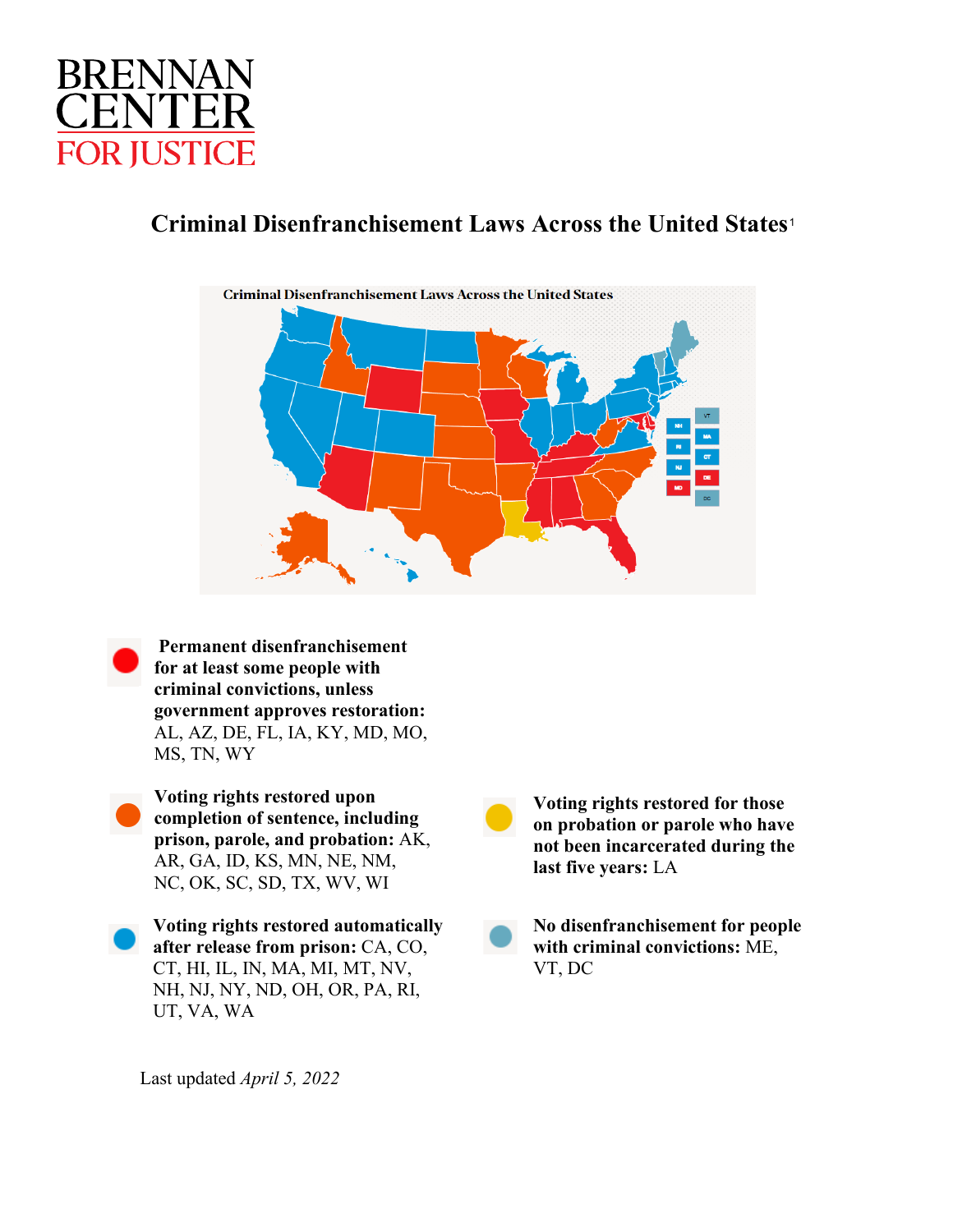BRENNAN CENTER FOR JUSTICE

# Criminal Disenfranchisement Laws Across the United States[1]

**Permanent disenfranchisement for at least some people with criminal convictions, unless government approves restoration:** AL, AZ, DE, FL, IA, KY, MD, MO, MS, TN, WY

**Voting rights restored upon completion of sentence, including prison, parole, and probation:** AK, AR, GA, ID, KS, MN, NE, NM, NC, OK, SC, SD, TX, WV, WI

**Voting rights restored automatically after release from prison:** CA, CO, CT, HI, IL, IN, MA, MI, MT, NV, NH, NJ, NY, ND, OH, OR, PA, RI, UT, VA, WA

**Voting rights restored for those on probation or parole who have not been incarcerated during the last five years:** LA

**No disenfranchisement for people with criminal convictions:** ME, VT, DC

Last updated *April 5, 2022*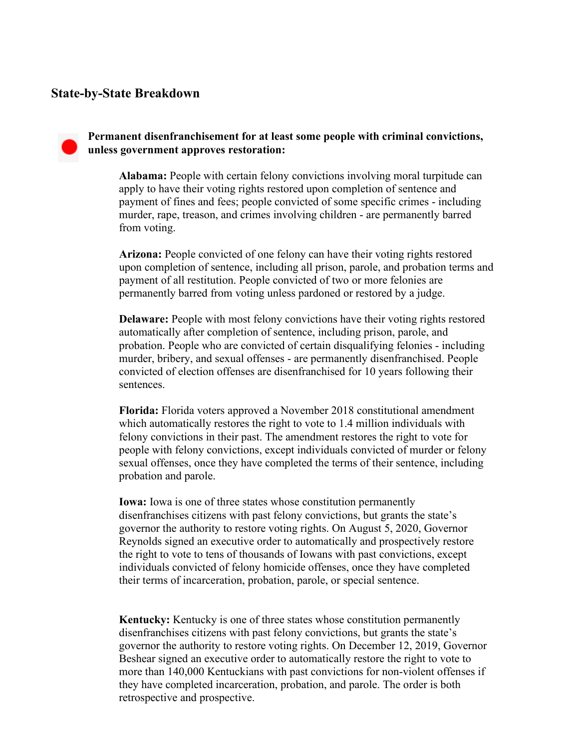## State-by-State Breakdown

**Permanent disenfranchisement for at least some people with criminal convictions, unless government approves restoration:**

**Alabama:** People with certain felony convictions involving moral turpitude can apply to have their voting rights restored upon completion of sentence and payment of fines and fees; people convicted of some specific crimes - including murder, rape, treason, and crimes involving children - are permanently barred from voting.

**Arizona:** People convicted of one felony can have their voting rights restored upon completion of sentence, including all prison, parole, and probation terms and payment of all restitution. People convicted of two or more felonies are permanently barred from voting unless pardoned or restored by a judge.

**Delaware:** People with most felony convictions have their voting rights restored automatically after completion of sentence, including prison, parole, and probation. People who are convicted of certain disqualifying felonies - including murder, bribery, and sexual offenses - are permanently disenfranchised. People convicted of election offenses are disenfranchised for 10 years following their sentences.

**Florida:** Florida voters approved a November 2018 constitutional amendment which automatically restores the right to vote to 1.4 million individuals with felony convictions in their past. The amendment restores the right to vote for people with felony convictions, except individuals convicted of murder or felony sexual offenses, once they have completed the terms of their sentence, including probation and parole.

**Iowa:** Iowa is one of three states whose constitution permanently disenfranchises citizens with past felony convictions, but grants the state's governor the authority to restore voting rights. On August 5, 2020, Governor Reynolds signed an executive order to automatically and prospectively restore the right to vote to tens of thousands of Iowans with past convictions, except individuals convicted of felony homicide offenses, once they have completed their terms of incarceration, probation, parole, or special sentence.

**Kentucky:** Kentucky is one of three states whose constitution permanently disenfranchises citizens with past felony convictions, but grants the state's governor the authority to restore voting rights. On December 12, 2019, Governor Beshear signed an executive order to automatically restore the right to vote to more than 140,000 Kentuckians with past convictions for non-violent offenses if they have completed incarceration, probation, and parole. The order is both retrospective and prospective.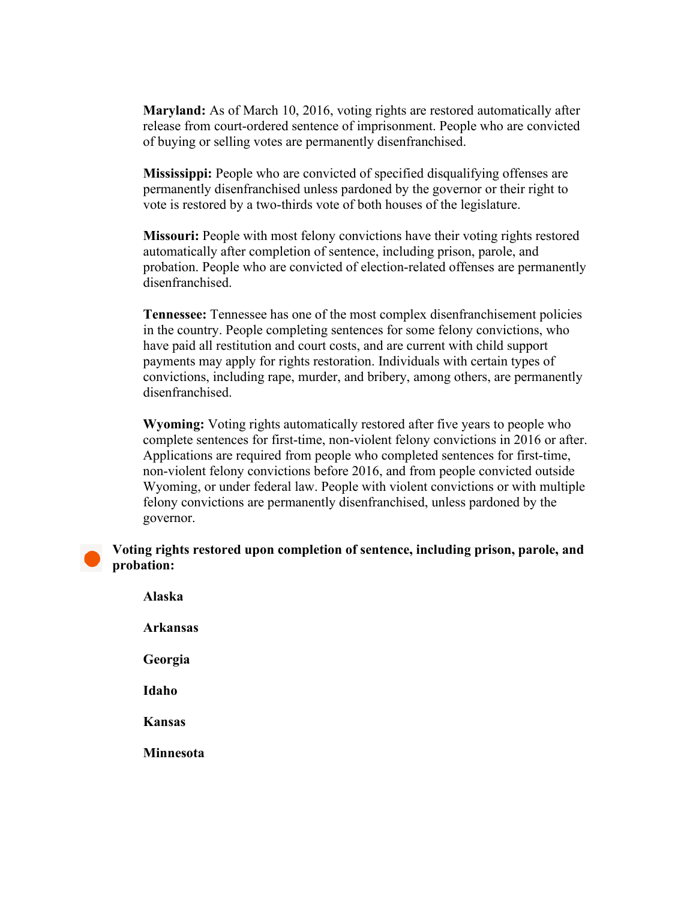**Maryland:** As of March 10, 2016, voting rights are restored automatically after release from court-ordered sentence of imprisonment. People who are convicted of buying or selling votes are permanently disenfranchised.

**Mississippi:** People who are convicted of specified disqualifying offenses are permanently disenfranchised unless pardoned by the governor or their right to vote is restored by a two-thirds vote of both houses of the legislature.

**Missouri:** People with most felony convictions have their voting rights restored automatically after completion of sentence, including prison, parole, and probation. People who are convicted of election-related offenses are permanently disenfranchised.

**Tennessee:** Tennessee has one of the most complex disenfranchisement policies in the country. People completing sentences for some felony convictions, who have paid all restitution and court costs, and are current with child support payments may apply for rights restoration. Individuals with certain types of convictions, including rape, murder, and bribery, among others, are permanently disenfranchised.

**Wyoming:** Voting rights automatically restored after five years to people who complete sentences for first-time, non-violent felony convictions in 2016 or after. Applications are required from people who completed sentences for first-time, non-violent felony convictions before 2016, and from people convicted outside Wyoming, or under federal law. People with violent convictions or with multiple felony convictions are permanently disenfranchised, unless pardoned by the governor.

**Voting rights restored upon completion of sentence, including prison, parole, and probation:**

**Alaska**

**Arkansas**

**Georgia**

**Idaho**

**Kansas**

**Minnesota**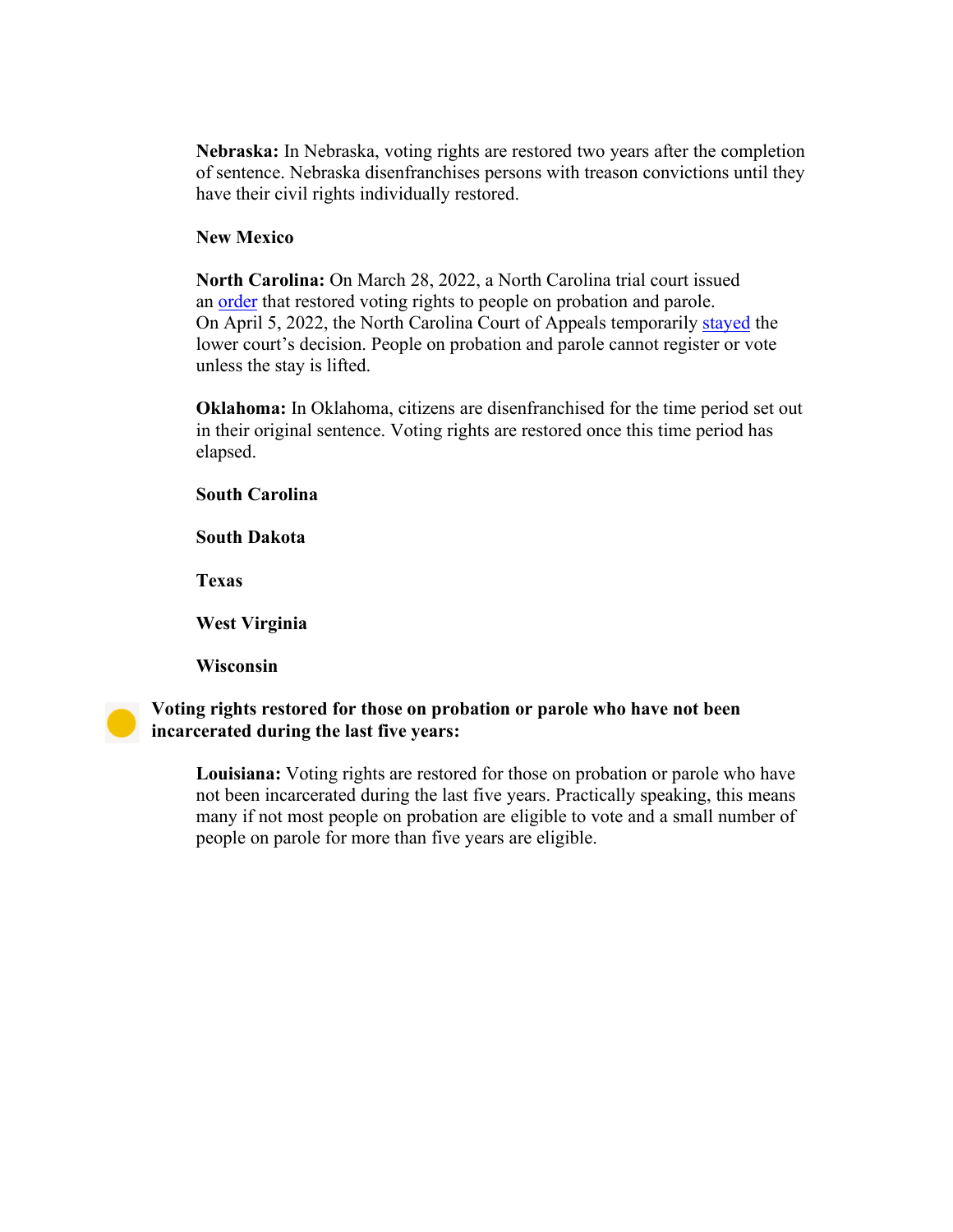**Nebraska:** In Nebraska, voting rights are restored two years after the completion of sentence. Nebraska disenfranchises persons with treason convictions until they have their civil rights individually restored.

**New Mexico**

**North Carolina:** On March 28, 2022, a North Carolina trial court issued an order that restored voting rights to people on probation and parole. On April 5, 2022, the North Carolina Court of Appeals temporarily stayed the lower court's decision. People on probation and parole cannot register or vote unless the stay is lifted.

**Oklahoma:** In Oklahoma, citizens are disenfranchised for the time period set out in their original sentence. Voting rights are restored once this time period has elapsed.

**South Carolina**

**South Dakota**

**Texas**

**West Virginia**

**Wisconsin**

**Voting rights restored for those on probation or parole who have not been incarcerated during the last five years:**

**Louisiana:** Voting rights are restored for those on probation or parole who have not been incarcerated during the last five years. Practically speaking, this means many if not most people on probation are eligible to vote and a small number of people on parole for more than five years are eligible.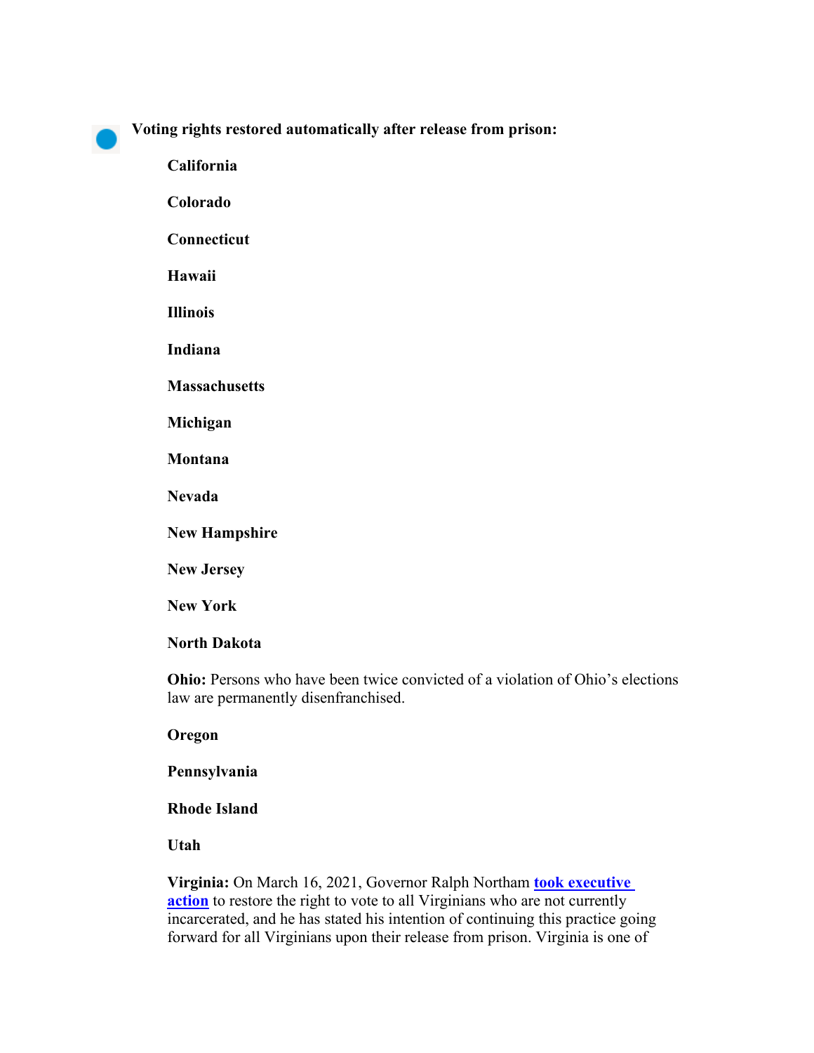**Voting rights restored automatically after release from prison:**

- **California**
- **Colorado**
- **Connecticut**
- **Hawaii**
- **Illinois**
- **Indiana**
- **Massachusetts**
- **Michigan**
- **Montana**
- **Nevada**
- **New Hampshire**
- **New Jersey**
- **New York**
- **North Dakota**
- **Ohio:** Persons who have been twice convicted of a violation of Ohio's elections law are permanently disenfranchised.
- **Oregon**
- **Pennsylvania**
- **Rhode Island**
- **Utah**
- **Virginia:** On March 16, 2021, Governor Ralph Northam [took executive action]() to restore the right to vote to all Virginians who are not currently incarcerated, and he has stated his intention of continuing this practice going forward for all Virginians upon their release from prison. Virginia is one of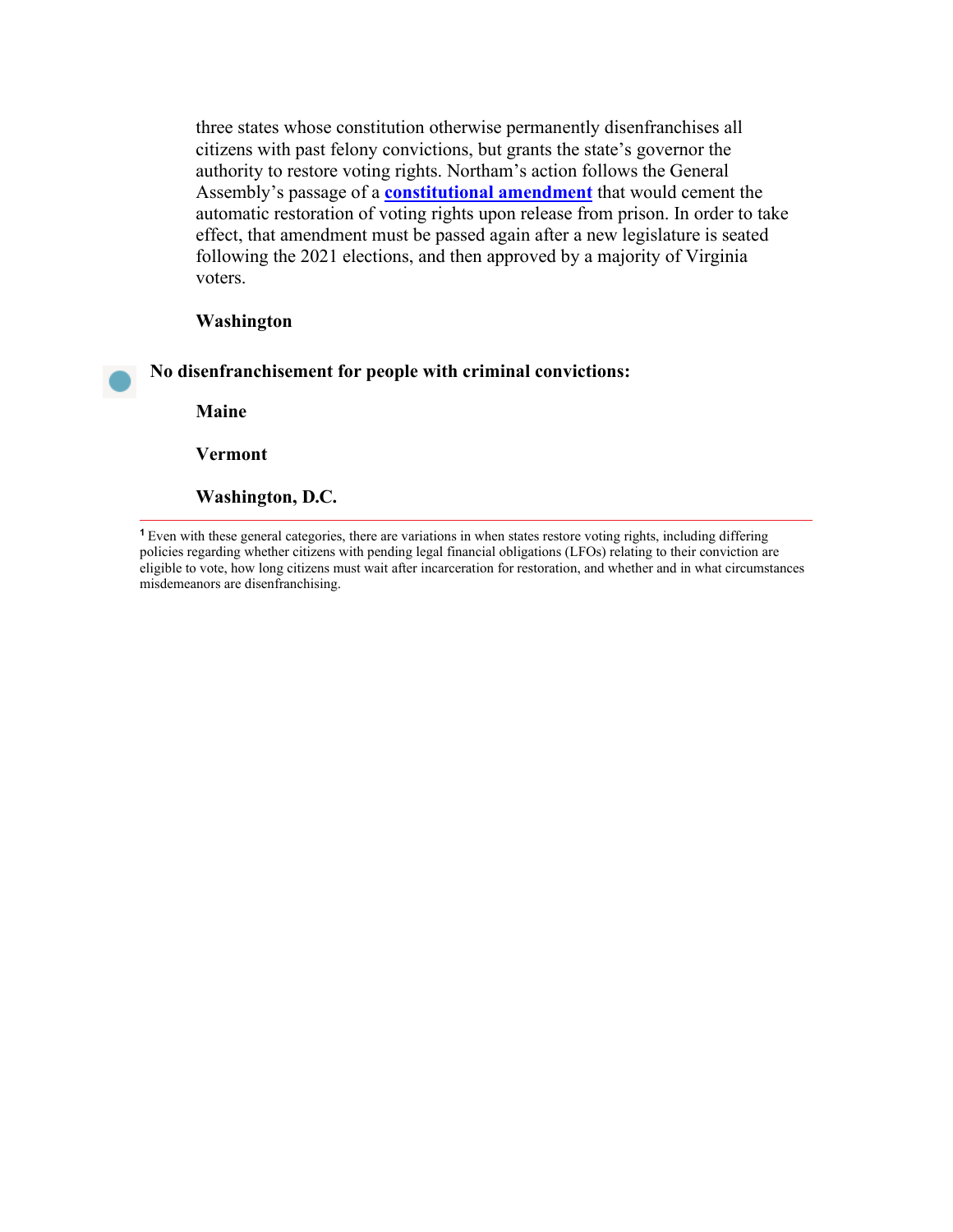three states whose constitution otherwise permanently disenfranchises all citizens with past felony convictions, but grants the state's governor the authority to restore voting rights. Northam's action follows the General Assembly's passage of a **constitutional amendment** that would cement the automatic restoration of voting rights upon release from prison. In order to take effect, that amendment must be passed again after a new legislature is seated following the 2021 elections, and then approved by a majority of Virginia voters.

**Washington**

**No disenfranchisement for people with criminal convictions:**

**Maine**

**Vermont**

**Washington, D.C.**

---

[1] Even with these general categories, there are variations in when states restore voting rights, including differing policies regarding whether citizens with pending legal financial obligations (LFOs) relating to their conviction are eligible to vote, how long citizens must wait after incarceration for restoration, and whether and in what circumstances misdemeanors are disenfranchising.